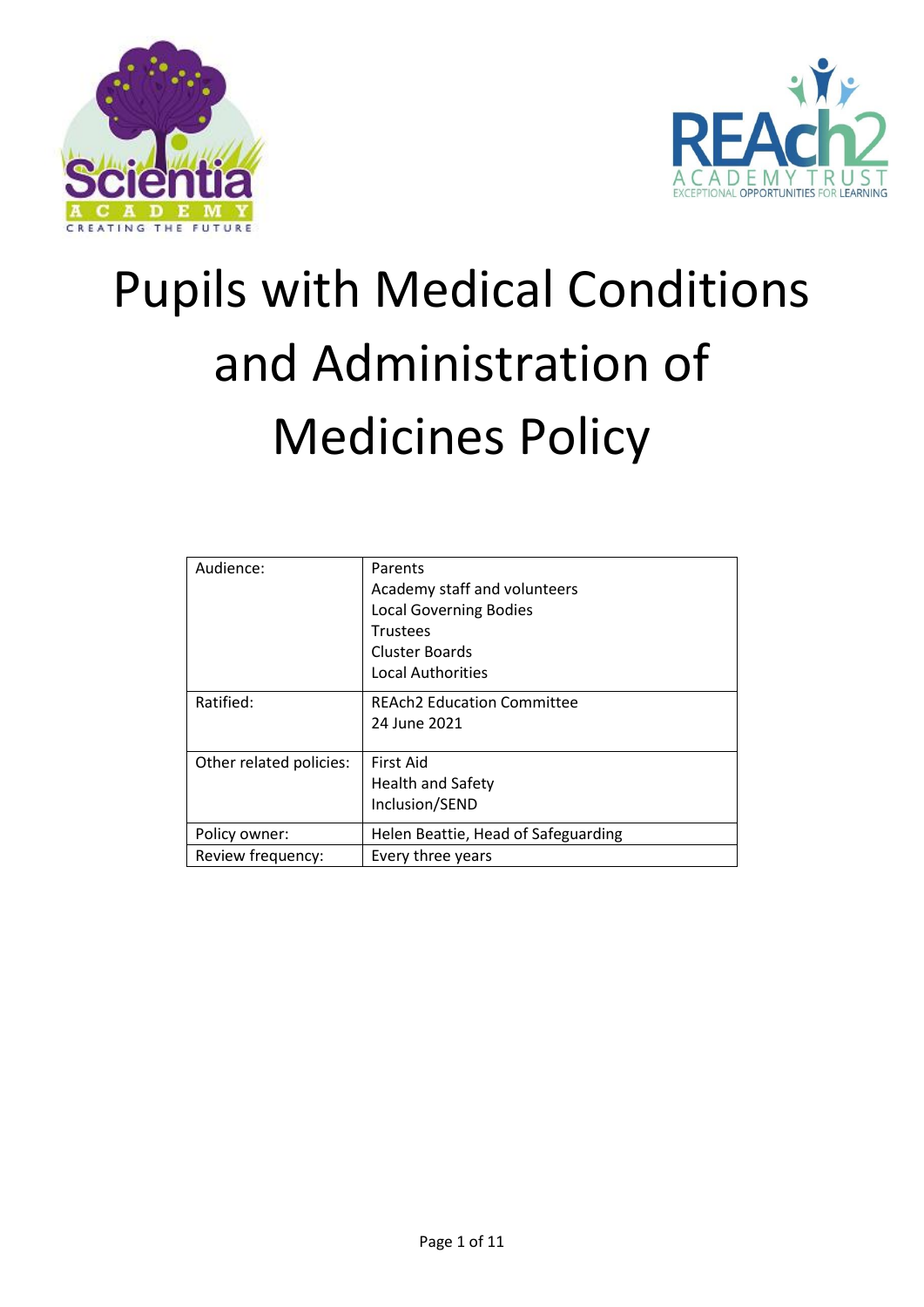# Pupils with Medical Conditions and Administration of Medicines Policy

| | |
|---|---|
| Audience: | Parents<br>Academy staff and volunteers<br>Local Governing Bodies<br>Trustees<br>Cluster Boards<br>Local Authorities |
| Ratified: | REAch2 Education Committee<br>24 June 2021 |
| Other related policies: | First Aid<br>Health and Safety<br>Inclusion/SEND |
| Policy owner: | Helen Beattie, Head of Safeguarding |
| Review frequency: | Every three years |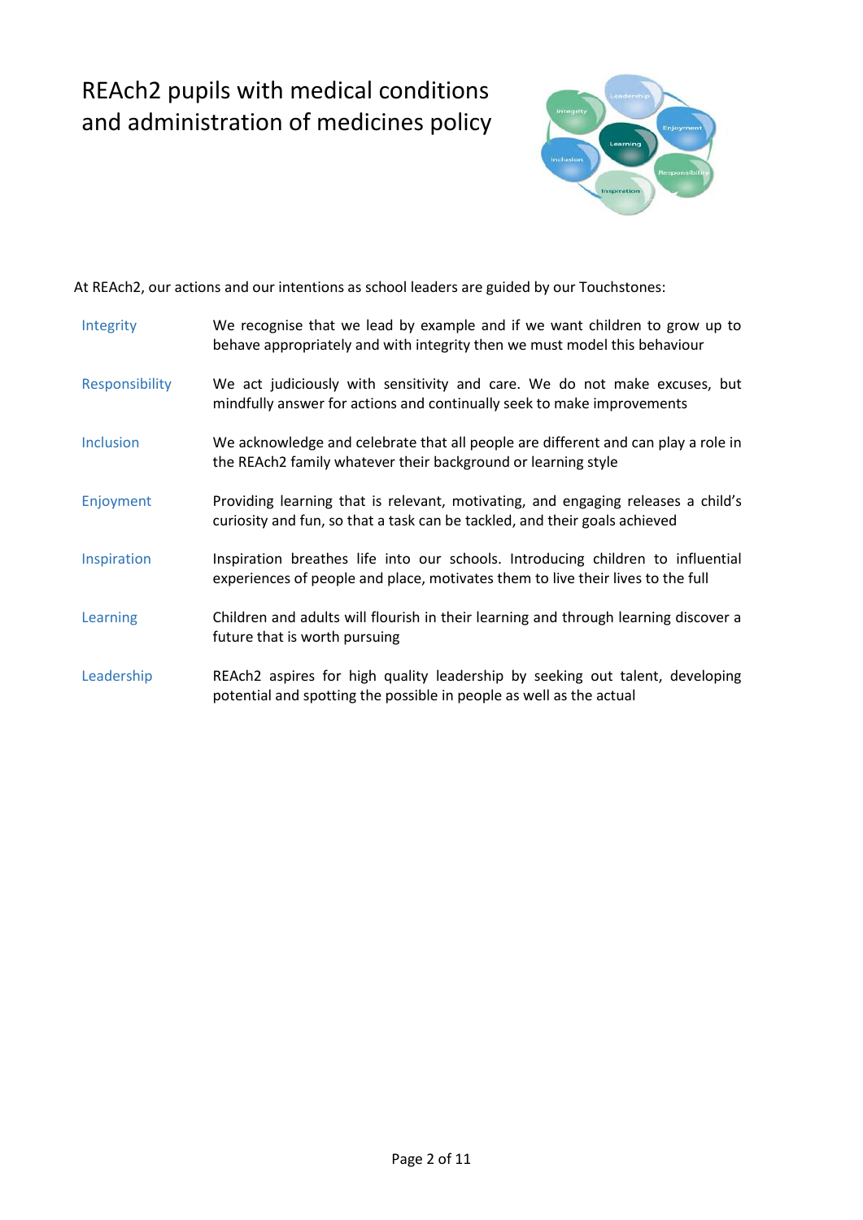# REAch2 pupils with medical conditions and administration of medicines policy

At REAch2, our actions and our intentions as school leaders are guided by our Touchstones:

| | |
|---|---|
| Integrity | We recognise that we lead by example and if we want children to grow up to behave appropriately and with integrity then we must model this behaviour |
| Responsibility | We act judiciously with sensitivity and care. We do not make excuses, but mindfully answer for actions and continually seek to make improvements |
| Inclusion | We acknowledge and celebrate that all people are different and can play a role in the REAch2 family whatever their background or learning style |
| Enjoyment | Providing learning that is relevant, motivating, and engaging releases a child's curiosity and fun, so that a task can be tackled, and their goals achieved |
| Inspiration | Inspiration breathes life into our schools. Introducing children to influential experiences of people and place, motivates them to live their lives to the full |
| Learning | Children and adults will flourish in their learning and through learning discover a future that is worth pursuing |
| Leadership | REAch2 aspires for high quality leadership by seeking out talent, developing potential and spotting the possible in people as well as the actual |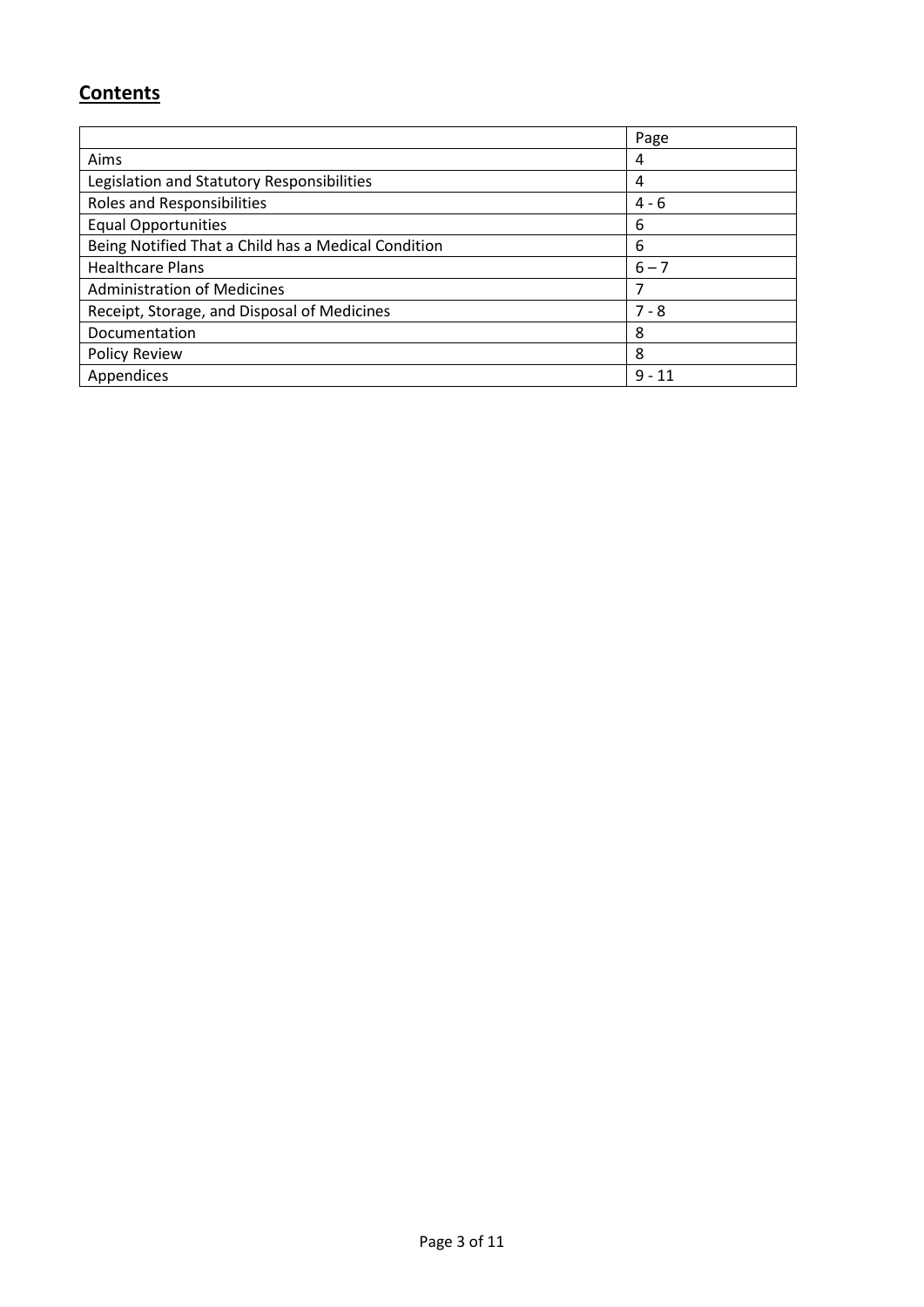## Contents

| | Page |
|---|---|
| Aims | 4 |
| Legislation and Statutory Responsibilities | 4 |
| Roles and Responsibilities | 4 - 6 |
| Equal Opportunities | 6 |
| Being Notified That a Child has a Medical Condition | 6 |
| Healthcare Plans | 6 – 7 |
| Administration of Medicines | 7 |
| Receipt, Storage, and Disposal of Medicines | 7 - 8 |
| Documentation | 8 |
| Policy Review | 8 |
| Appendices | 9 - 11 |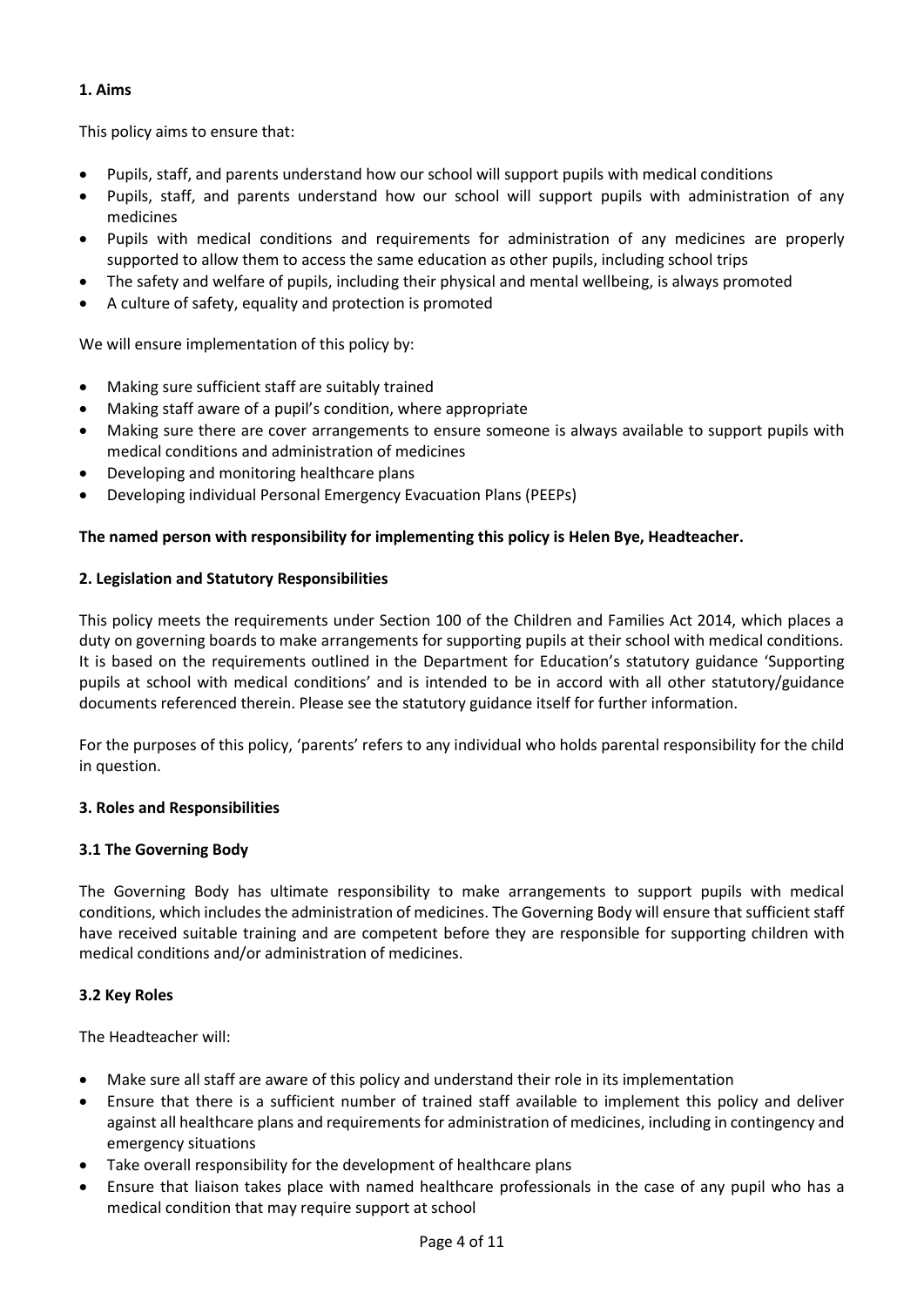## 1. Aims

This policy aims to ensure that:

- Pupils, staff, and parents understand how our school will support pupils with medical conditions
- Pupils, staff, and parents understand how our school will support pupils with administration of any medicines
- Pupils with medical conditions and requirements for administration of any medicines are properly supported to allow them to access the same education as other pupils, including school trips
- The safety and welfare of pupils, including their physical and mental wellbeing, is always promoted
- A culture of safety, equality and protection is promoted

We will ensure implementation of this policy by:

- Making sure sufficient staff are suitably trained
- Making staff aware of a pupil's condition, where appropriate
- Making sure there are cover arrangements to ensure someone is always available to support pupils with medical conditions and administration of medicines
- Developing and monitoring healthcare plans
- Developing individual Personal Emergency Evacuation Plans (PEEPs)

**The named person with responsibility for implementing this policy is Helen Bye, Headteacher.**

## 2. Legislation and Statutory Responsibilities

This policy meets the requirements under Section 100 of the Children and Families Act 2014, which places a duty on governing boards to make arrangements for supporting pupils at their school with medical conditions. It is based on the requirements outlined in the Department for Education's statutory guidance 'Supporting pupils at school with medical conditions' and is intended to be in accord with all other statutory/guidance documents referenced therein. Please see the statutory guidance itself for further information.

For the purposes of this policy, 'parents' refers to any individual who holds parental responsibility for the child in question.

## 3. Roles and Responsibilities

### 3.1 The Governing Body

The Governing Body has ultimate responsibility to make arrangements to support pupils with medical conditions, which includes the administration of medicines. The Governing Body will ensure that sufficient staff have received suitable training and are competent before they are responsible for supporting children with medical conditions and/or administration of medicines.

### 3.2 Key Roles

The Headteacher will:

- Make sure all staff are aware of this policy and understand their role in its implementation
- Ensure that there is a sufficient number of trained staff available to implement this policy and deliver against all healthcare plans and requirements for administration of medicines, including in contingency and emergency situations
- Take overall responsibility for the development of healthcare plans
- Ensure that liaison takes place with named healthcare professionals in the case of any pupil who has a medical condition that may require support at school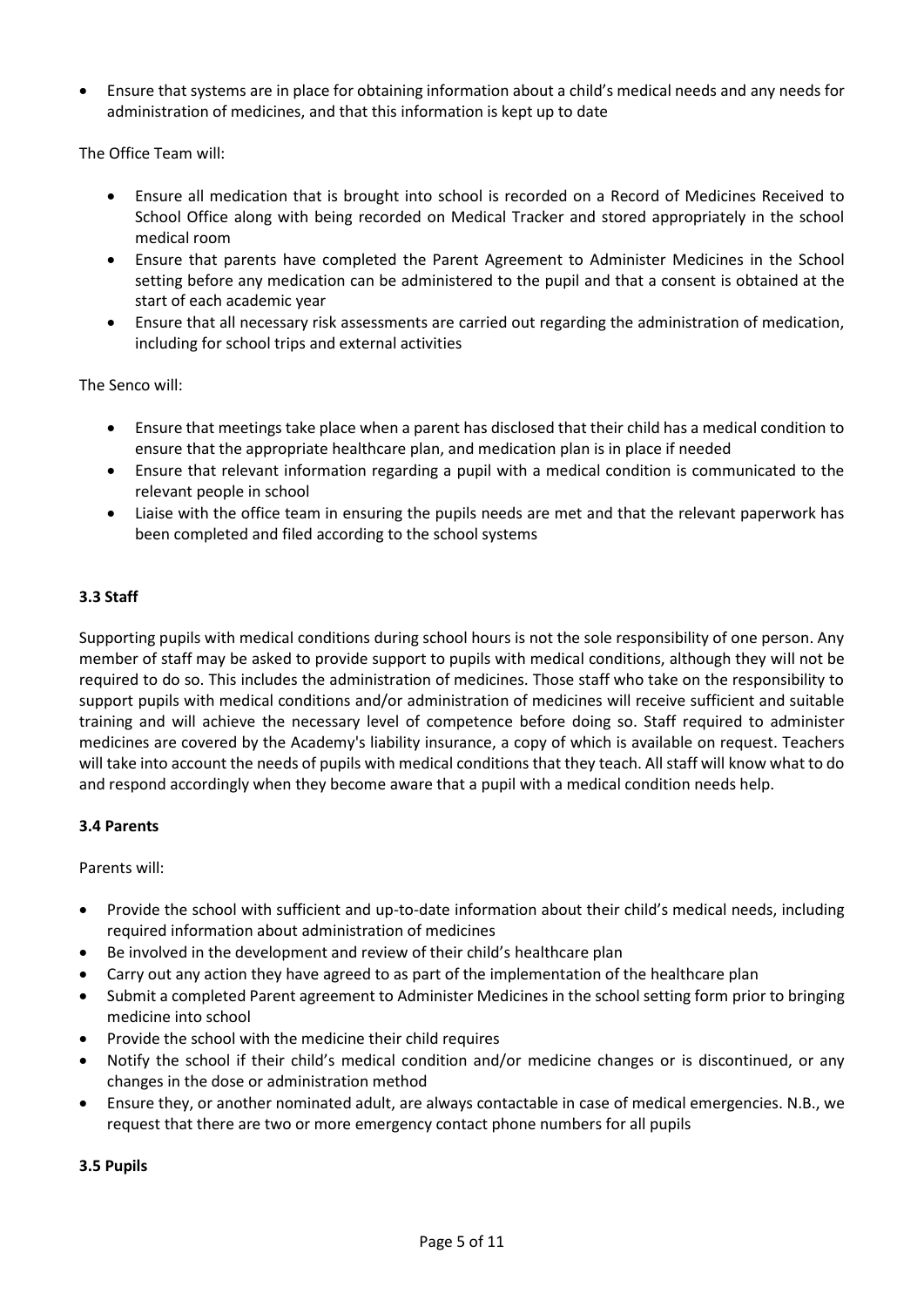- Ensure that systems are in place for obtaining information about a child's medical needs and any needs for administration of medicines, and that this information is kept up to date

The Office Team will:

- Ensure all medication that is brought into school is recorded on a Record of Medicines Received to School Office along with being recorded on Medical Tracker and stored appropriately in the school medical room
- Ensure that parents have completed the Parent Agreement to Administer Medicines in the School setting before any medication can be administered to the pupil and that a consent is obtained at the start of each academic year
- Ensure that all necessary risk assessments are carried out regarding the administration of medication, including for school trips and external activities

The Senco will:

- Ensure that meetings take place when a parent has disclosed that their child has a medical condition to ensure that the appropriate healthcare plan, and medication plan is in place if needed
- Ensure that relevant information regarding a pupil with a medical condition is communicated to the relevant people in school
- Liaise with the office team in ensuring the pupils needs are met and that the relevant paperwork has been completed and filed according to the school systems

### 3.3 Staff

Supporting pupils with medical conditions during school hours is not the sole responsibility of one person. Any member of staff may be asked to provide support to pupils with medical conditions, although they will not be required to do so. This includes the administration of medicines. Those staff who take on the responsibility to support pupils with medical conditions and/or administration of medicines will receive sufficient and suitable training and will achieve the necessary level of competence before doing so. Staff required to administer medicines are covered by the Academy's liability insurance, a copy of which is available on request. Teachers will take into account the needs of pupils with medical conditions that they teach. All staff will know what to do and respond accordingly when they become aware that a pupil with a medical condition needs help.

### 3.4 Parents

Parents will:

- Provide the school with sufficient and up-to-date information about their child's medical needs, including required information about administration of medicines
- Be involved in the development and review of their child's healthcare plan
- Carry out any action they have agreed to as part of the implementation of the healthcare plan
- Submit a completed Parent agreement to Administer Medicines in the school setting form prior to bringing medicine into school
- Provide the school with the medicine their child requires
- Notify the school if their child's medical condition and/or medicine changes or is discontinued, or any changes in the dose or administration method
- Ensure they, or another nominated adult, are always contactable in case of medical emergencies. N.B., we request that there are two or more emergency contact phone numbers for all pupils

### 3.5 Pupils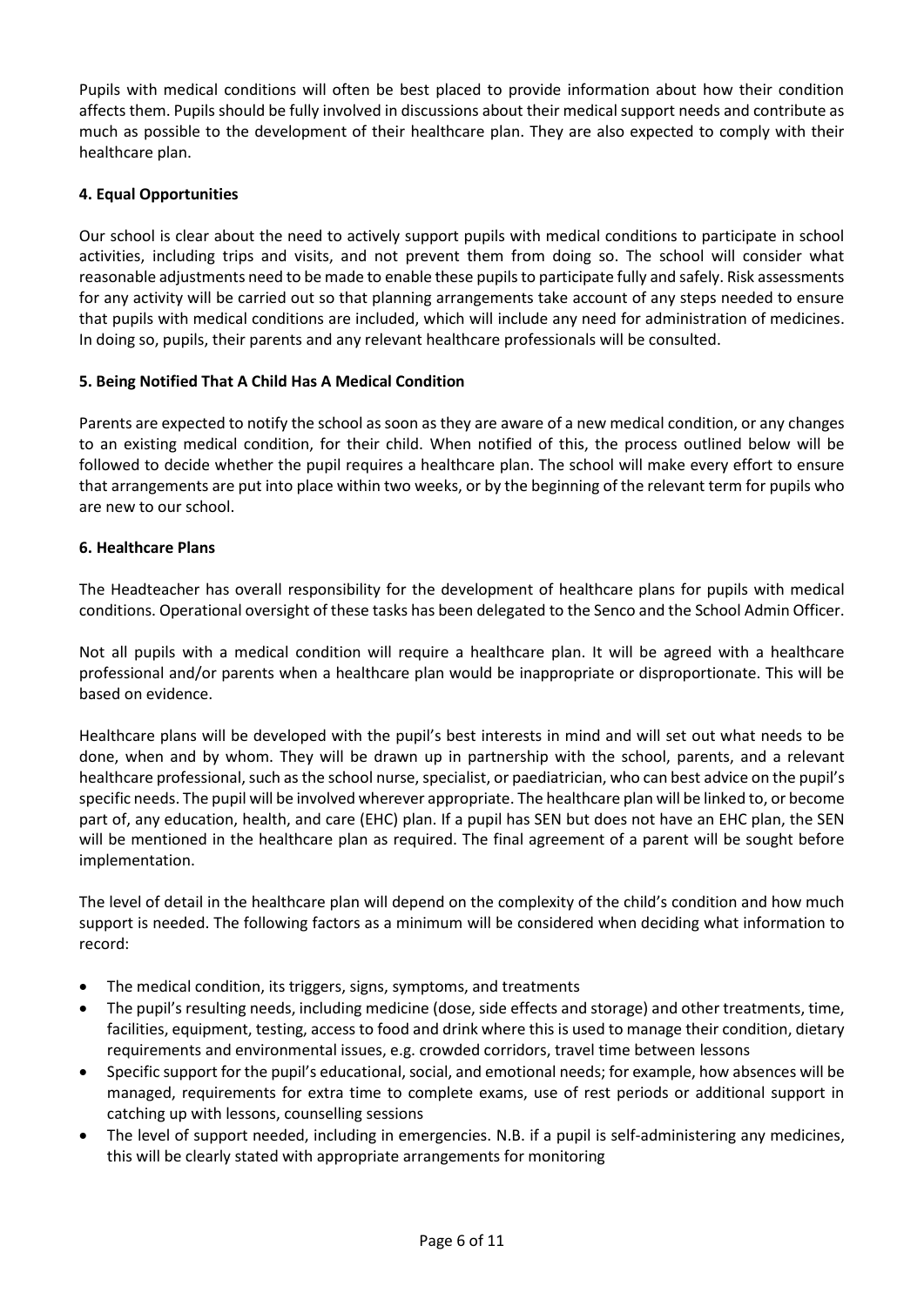Pupils with medical conditions will often be best placed to provide information about how their condition affects them. Pupils should be fully involved in discussions about their medical support needs and contribute as much as possible to the development of their healthcare plan. They are also expected to comply with their healthcare plan.

### 4. Equal Opportunities

Our school is clear about the need to actively support pupils with medical conditions to participate in school activities, including trips and visits, and not prevent them from doing so. The school will consider what reasonable adjustments need to be made to enable these pupils to participate fully and safely. Risk assessments for any activity will be carried out so that planning arrangements take account of any steps needed to ensure that pupils with medical conditions are included, which will include any need for administration of medicines. In doing so, pupils, their parents and any relevant healthcare professionals will be consulted.

### 5. Being Notified That A Child Has A Medical Condition

Parents are expected to notify the school as soon as they are aware of a new medical condition, or any changes to an existing medical condition, for their child. When notified of this, the process outlined below will be followed to decide whether the pupil requires a healthcare plan. The school will make every effort to ensure that arrangements are put into place within two weeks, or by the beginning of the relevant term for pupils who are new to our school.

### 6. Healthcare Plans

The Headteacher has overall responsibility for the development of healthcare plans for pupils with medical conditions. Operational oversight of these tasks has been delegated to the Senco and the School Admin Officer.

Not all pupils with a medical condition will require a healthcare plan. It will be agreed with a healthcare professional and/or parents when a healthcare plan would be inappropriate or disproportionate. This will be based on evidence.

Healthcare plans will be developed with the pupil's best interests in mind and will set out what needs to be done, when and by whom. They will be drawn up in partnership with the school, parents, and a relevant healthcare professional, such as the school nurse, specialist, or paediatrician, who can best advice on the pupil's specific needs. The pupil will be involved wherever appropriate. The healthcare plan will be linked to, or become part of, any education, health, and care (EHC) plan. If a pupil has SEN but does not have an EHC plan, the SEN will be mentioned in the healthcare plan as required. The final agreement of a parent will be sought before implementation.

The level of detail in the healthcare plan will depend on the complexity of the child's condition and how much support is needed. The following factors as a minimum will be considered when deciding what information to record:

- The medical condition, its triggers, signs, symptoms, and treatments
- The pupil's resulting needs, including medicine (dose, side effects and storage) and other treatments, time, facilities, equipment, testing, access to food and drink where this is used to manage their condition, dietary requirements and environmental issues, e.g. crowded corridors, travel time between lessons
- Specific support for the pupil's educational, social, and emotional needs; for example, how absences will be managed, requirements for extra time to complete exams, use of rest periods or additional support in catching up with lessons, counselling sessions
- The level of support needed, including in emergencies. N.B. if a pupil is self-administering any medicines, this will be clearly stated with appropriate arrangements for monitoring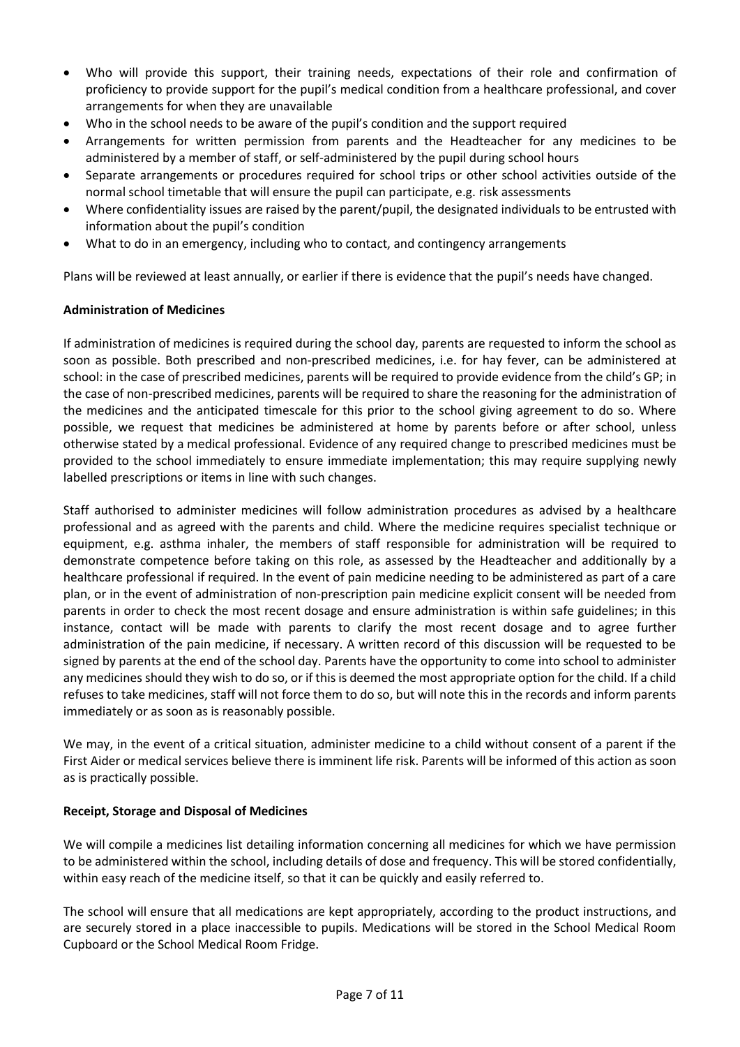- Who will provide this support, their training needs, expectations of their role and confirmation of proficiency to provide support for the pupil's medical condition from a healthcare professional, and cover arrangements for when they are unavailable
- Who in the school needs to be aware of the pupil's condition and the support required
- Arrangements for written permission from parents and the Headteacher for any medicines to be administered by a member of staff, or self-administered by the pupil during school hours
- Separate arrangements or procedures required for school trips or other school activities outside of the normal school timetable that will ensure the pupil can participate, e.g. risk assessments
- Where confidentiality issues are raised by the parent/pupil, the designated individuals to be entrusted with information about the pupil's condition
- What to do in an emergency, including who to contact, and contingency arrangements

Plans will be reviewed at least annually, or earlier if there is evidence that the pupil's needs have changed.

**Administration of Medicines**

If administration of medicines is required during the school day, parents are requested to inform the school as soon as possible. Both prescribed and non-prescribed medicines, i.e. for hay fever, can be administered at school: in the case of prescribed medicines, parents will be required to provide evidence from the child's GP; in the case of non-prescribed medicines, parents will be required to share the reasoning for the administration of the medicines and the anticipated timescale for this prior to the school giving agreement to do so. Where possible, we request that medicines be administered at home by parents before or after school, unless otherwise stated by a medical professional. Evidence of any required change to prescribed medicines must be provided to the school immediately to ensure immediate implementation; this may require supplying newly labelled prescriptions or items in line with such changes.

Staff authorised to administer medicines will follow administration procedures as advised by a healthcare professional and as agreed with the parents and child. Where the medicine requires specialist technique or equipment, e.g. asthma inhaler, the members of staff responsible for administration will be required to demonstrate competence before taking on this role, as assessed by the Headteacher and additionally by a healthcare professional if required. In the event of pain medicine needing to be administered as part of a care plan, or in the event of administration of non-prescription pain medicine explicit consent will be needed from parents in order to check the most recent dosage and ensure administration is within safe guidelines; in this instance, contact will be made with parents to clarify the most recent dosage and to agree further administration of the pain medicine, if necessary. A written record of this discussion will be requested to be signed by parents at the end of the school day. Parents have the opportunity to come into school to administer any medicines should they wish to do so, or if this is deemed the most appropriate option for the child. If a child refuses to take medicines, staff will not force them to do so, but will note this in the records and inform parents immediately or as soon as is reasonably possible.

We may, in the event of a critical situation, administer medicine to a child without consent of a parent if the First Aider or medical services believe there is imminent life risk. Parents will be informed of this action as soon as is practically possible.

**Receipt, Storage and Disposal of Medicines**

We will compile a medicines list detailing information concerning all medicines for which we have permission to be administered within the school, including details of dose and frequency. This will be stored confidentially, within easy reach of the medicine itself, so that it can be quickly and easily referred to.

The school will ensure that all medications are kept appropriately, according to the product instructions, and are securely stored in a place inaccessible to pupils. Medications will be stored in the School Medical Room Cupboard or the School Medical Room Fridge.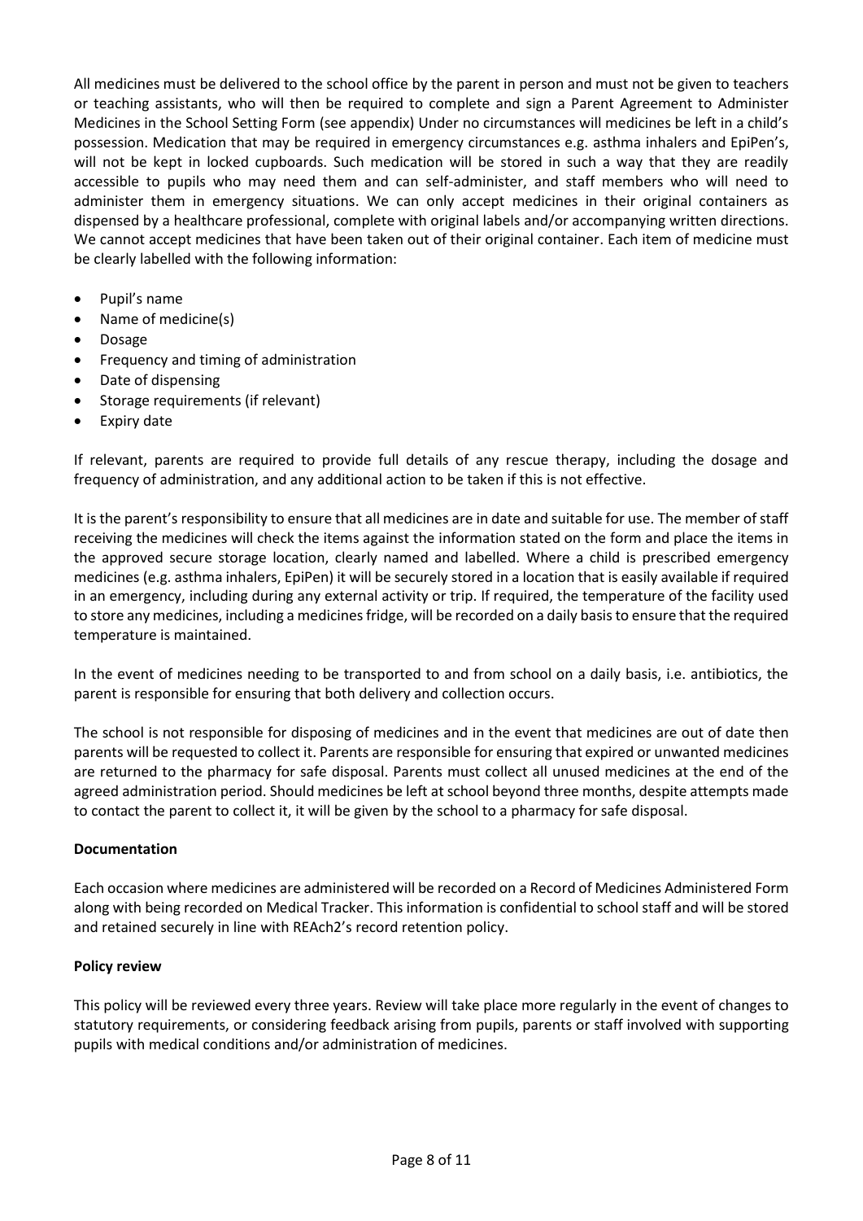All medicines must be delivered to the school office by the parent in person and must not be given to teachers or teaching assistants, who will then be required to complete and sign a Parent Agreement to Administer Medicines in the School Setting Form (see appendix) Under no circumstances will medicines be left in a child's possession. Medication that may be required in emergency circumstances e.g. asthma inhalers and EpiPen's, will not be kept in locked cupboards. Such medication will be stored in such a way that they are readily accessible to pupils who may need them and can self-administer, and staff members who will need to administer them in emergency situations. We can only accept medicines in their original containers as dispensed by a healthcare professional, complete with original labels and/or accompanying written directions. We cannot accept medicines that have been taken out of their original container. Each item of medicine must be clearly labelled with the following information:

- Pupil's name
- Name of medicine(s)
- Dosage
- Frequency and timing of administration
- Date of dispensing
- Storage requirements (if relevant)
- Expiry date

If relevant, parents are required to provide full details of any rescue therapy, including the dosage and frequency of administration, and any additional action to be taken if this is not effective.

It is the parent's responsibility to ensure that all medicines are in date and suitable for use. The member of staff receiving the medicines will check the items against the information stated on the form and place the items in the approved secure storage location, clearly named and labelled. Where a child is prescribed emergency medicines (e.g. asthma inhalers, EpiPen) it will be securely stored in a location that is easily available if required in an emergency, including during any external activity or trip. If required, the temperature of the facility used to store any medicines, including a medicines fridge, will be recorded on a daily basis to ensure that the required temperature is maintained.

In the event of medicines needing to be transported to and from school on a daily basis, i.e. antibiotics, the parent is responsible for ensuring that both delivery and collection occurs.

The school is not responsible for disposing of medicines and in the event that medicines are out of date then parents will be requested to collect it. Parents are responsible for ensuring that expired or unwanted medicines are returned to the pharmacy for safe disposal. Parents must collect all unused medicines at the end of the agreed administration period. Should medicines be left at school beyond three months, despite attempts made to contact the parent to collect it, it will be given by the school to a pharmacy for safe disposal.

**Documentation**

Each occasion where medicines are administered will be recorded on a Record of Medicines Administered Form along with being recorded on Medical Tracker. This information is confidential to school staff and will be stored and retained securely in line with REAch2's record retention policy.

**Policy review**

This policy will be reviewed every three years. Review will take place more regularly in the event of changes to statutory requirements, or considering feedback arising from pupils, parents or staff involved with supporting pupils with medical conditions and/or administration of medicines.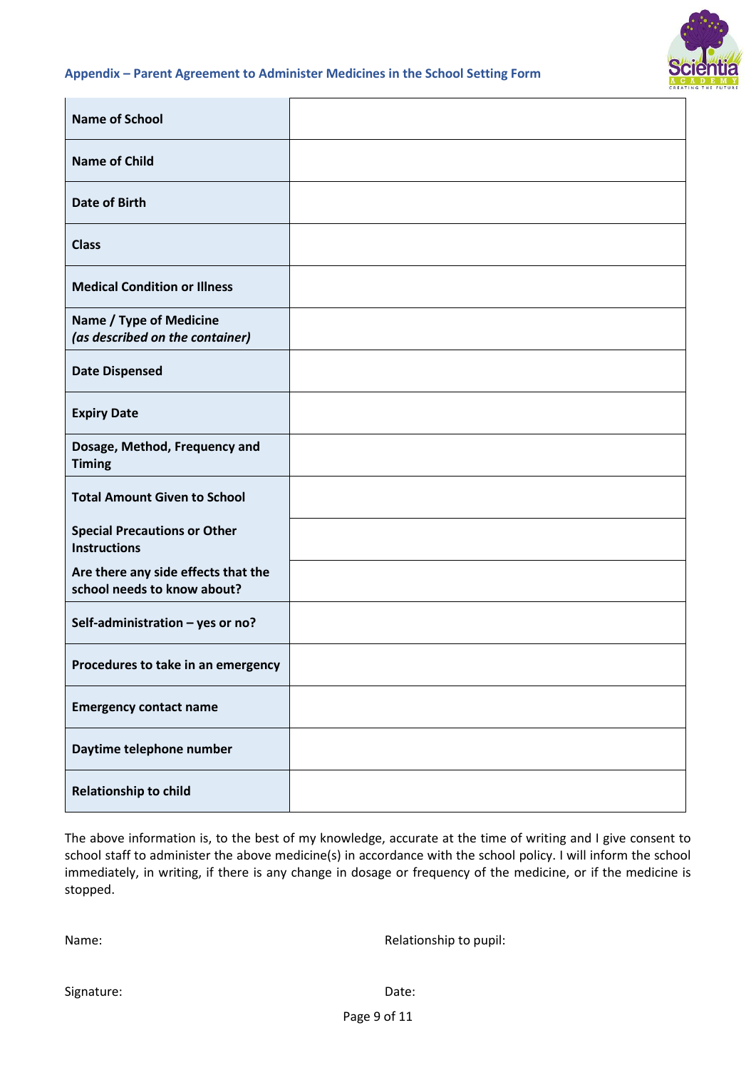## Appendix – Parent Agreement to Administer Medicines in the School Setting Form

| | |
|---|---|
| **Name of School** | |
| **Name of Child** | |
| **Date of Birth** | |
| **Class** | |
| **Medical Condition or Illness** | |
| **Name / Type of Medicine** ***(as described on the container)*** | |
| **Date Dispensed** | |
| **Expiry Date** | |
| **Dosage, Method, Frequency and Timing** | |
| **Total Amount Given to School** | |
| **Special Precautions or Other Instructions** | |
| **Are there any side effects that the school needs to know about?** | |
| **Self-administration – yes or no?** | |
| **Procedures to take in an emergency** | |
| **Emergency contact name** | |
| **Daytime telephone number** | |
| **Relationship to child** | |

The above information is, to the best of my knowledge, accurate at the time of writing and I give consent to school staff to administer the above medicine(s) in accordance with the school policy. I will inform the school immediately, in writing, if there is any change in dosage or frequency of the medicine, or if the medicine is stopped.

Name: Relationship to pupil:

Signature: Date: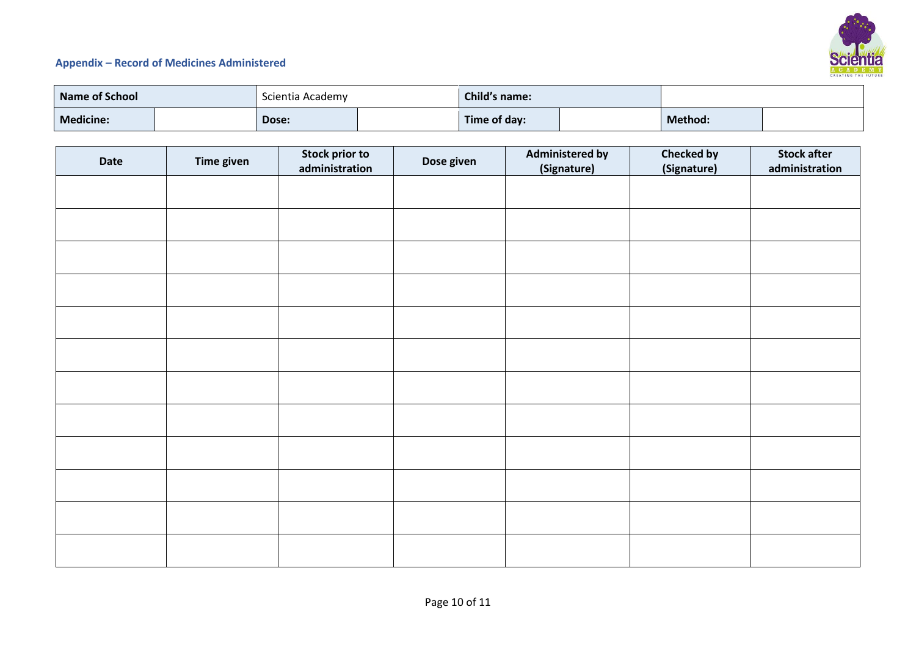## Appendix – Record of Medicines Administered

| **Name of School** | | Scientia Academy | | **Child's name:** | | | |
|---|---|---|---|---|---|---|---|
| **Medicine:** | | **Dose:** | | **Time of day:** | | **Method:** | |

| Date | Time given | Stock prior to administration | Dose given | Administered by (Signature) | Checked by (Signature) | Stock after administration |
|---|---|---|---|---|---|---|
| | | | | | | |
| | | | | | | |
| | | | | | | |
| | | | | | | |
| | | | | | | |
| | | | | | | |
| | | | | | | |
| | | | | | | |
| | | | | | | |
| | | | | | | |
| | | | | | | |
| | | | | | | |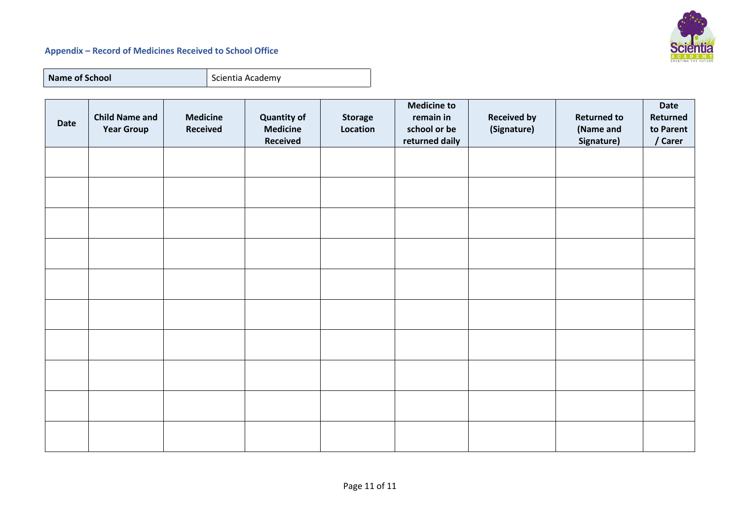## Appendix – Record of Medicines Received to School Office

| **Name of School** | Scientia Academy |
|---|---|

| Date | Child Name and Year Group | Medicine Received | Quantity of Medicine Received | Storage Location | Medicine to remain in school or be returned daily | Received by (Signature) | Returned to (Name and Signature) | Date Returned to Parent / Carer |
|---|---|---|---|---|---|---|---|---|
| | | | | | | | | |
| | | | | | | | | |
| | | | | | | | | |
| | | | | | | | | |
| | | | | | | | | |
| | | | | | | | | |
| | | | | | | | | |
| | | | | | | | | |
| | | | | | | | | |
| | | | | | | | | |